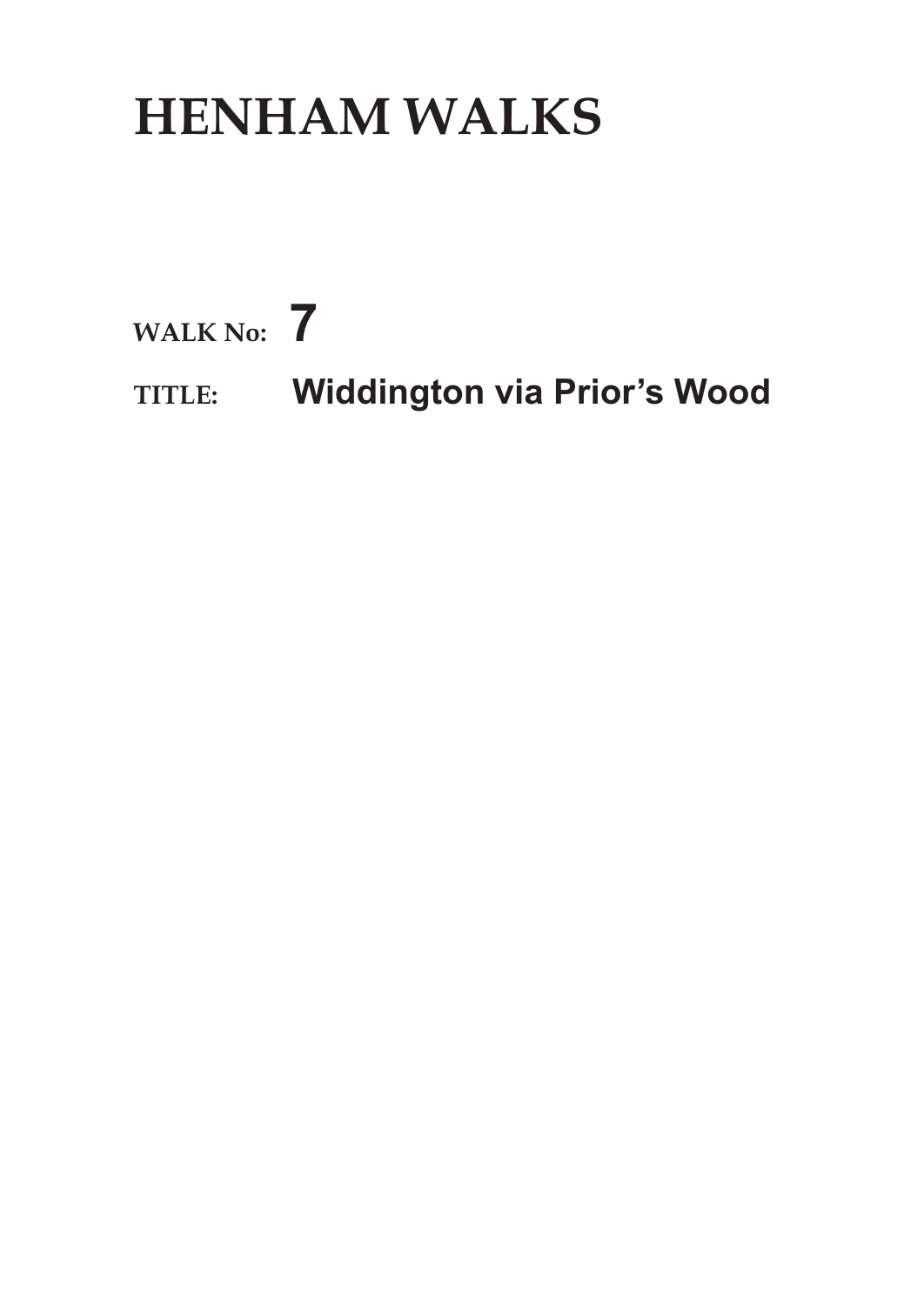# HENHAM WALKS

**WALK No:** **7**

**TITLE:** **Widdington via Prior's Wood**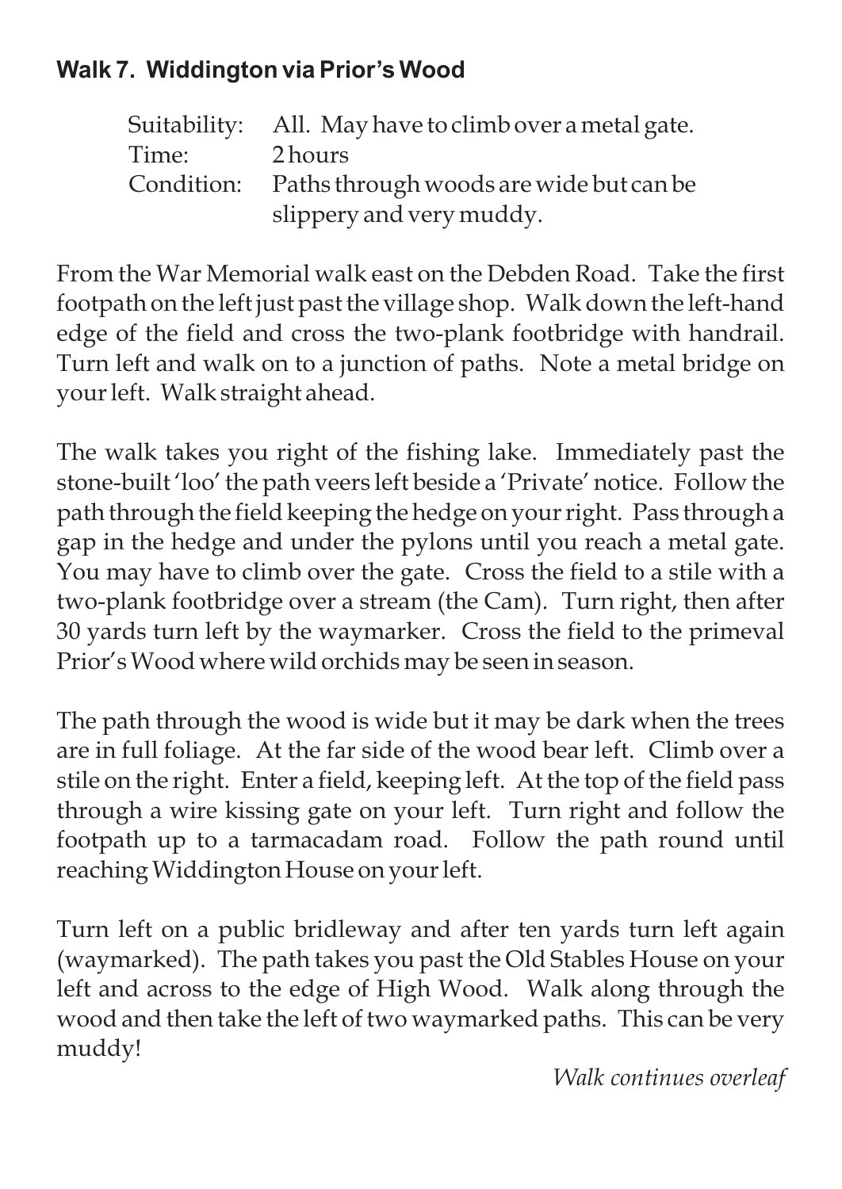## Walk 7. Widdington via Prior's Wood

| | |
|---|---|
| Suitability: | All. May have to climb over a metal gate. |
| Time: | 2 hours |
| Condition: | Paths through woods are wide but can be slippery and very muddy. |

From the War Memorial walk east on the Debden Road. Take the first footpath on the left just past the village shop. Walk down the left-hand edge of the field and cross the two-plank footbridge with handrail. Turn left and walk on to a junction of paths. Note a metal bridge on your left. Walk straight ahead.

The walk takes you right of the fishing lake. Immediately past the stone-built 'loo' the path veers left beside a 'Private' notice. Follow the path through the field keeping the hedge on your right. Pass through a gap in the hedge and under the pylons until you reach a metal gate. You may have to climb over the gate. Cross the field to a stile with a two-plank footbridge over a stream (the Cam). Turn right, then after 30 yards turn left by the waymarker. Cross the field to the primeval Prior's Wood where wild orchids may be seen in season.

The path through the wood is wide but it may be dark when the trees are in full foliage. At the far side of the wood bear left. Climb over a stile on the right. Enter a field, keeping left. At the top of the field pass through a wire kissing gate on your left. Turn right and follow the footpath up to a tarmacadam road. Follow the path round until reaching Widdington House on your left.

Turn left on a public bridleway and after ten yards turn left again (waymarked). The path takes you past the Old Stables House on your left and across to the edge of High Wood. Walk along through the wood and then take the left of two waymarked paths. This can be very muddy!

*Walk continues overleaf*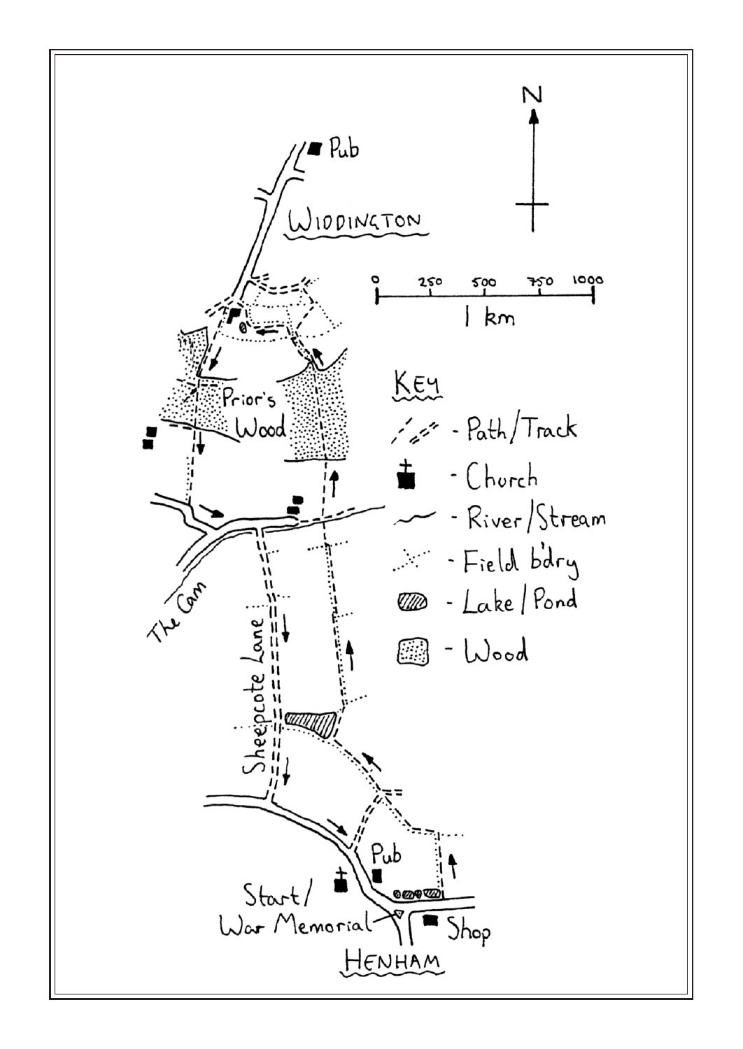N

Pub

WIDDINGTON

0 250 500 750 1000

1 km

Prior's Wood

KEY

- Path/Track
- Church
- River/Stream
- Field b'dry
- Lake/Pond
- Wood

The Cam

Sheepcote Lane

Pub

Start/ War Memorial

Shop

HENHAM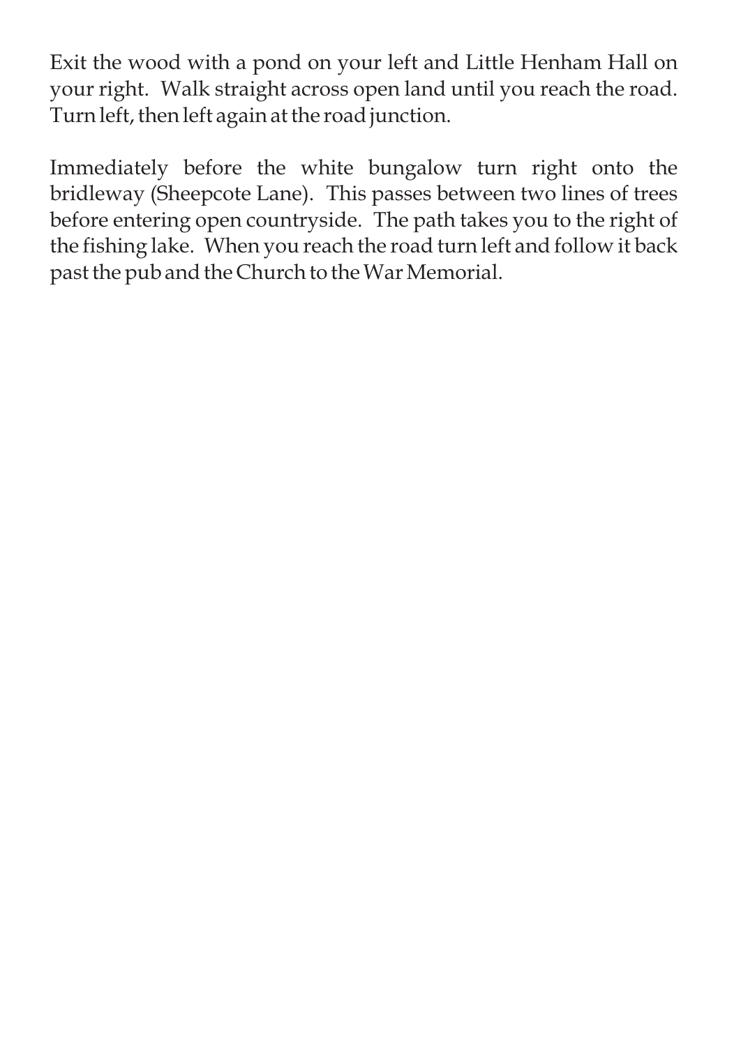Exit the wood with a pond on your left and Little Henham Hall on your right. Walk straight across open land until you reach the road. Turn left, then left again at the road junction.

Immediately before the white bungalow turn right onto the bridleway (Sheepcote Lane). This passes between two lines of trees before entering open countryside. The path takes you to the right of the fishing lake. When you reach the road turn left and follow it back past the pub and the Church to the War Memorial.